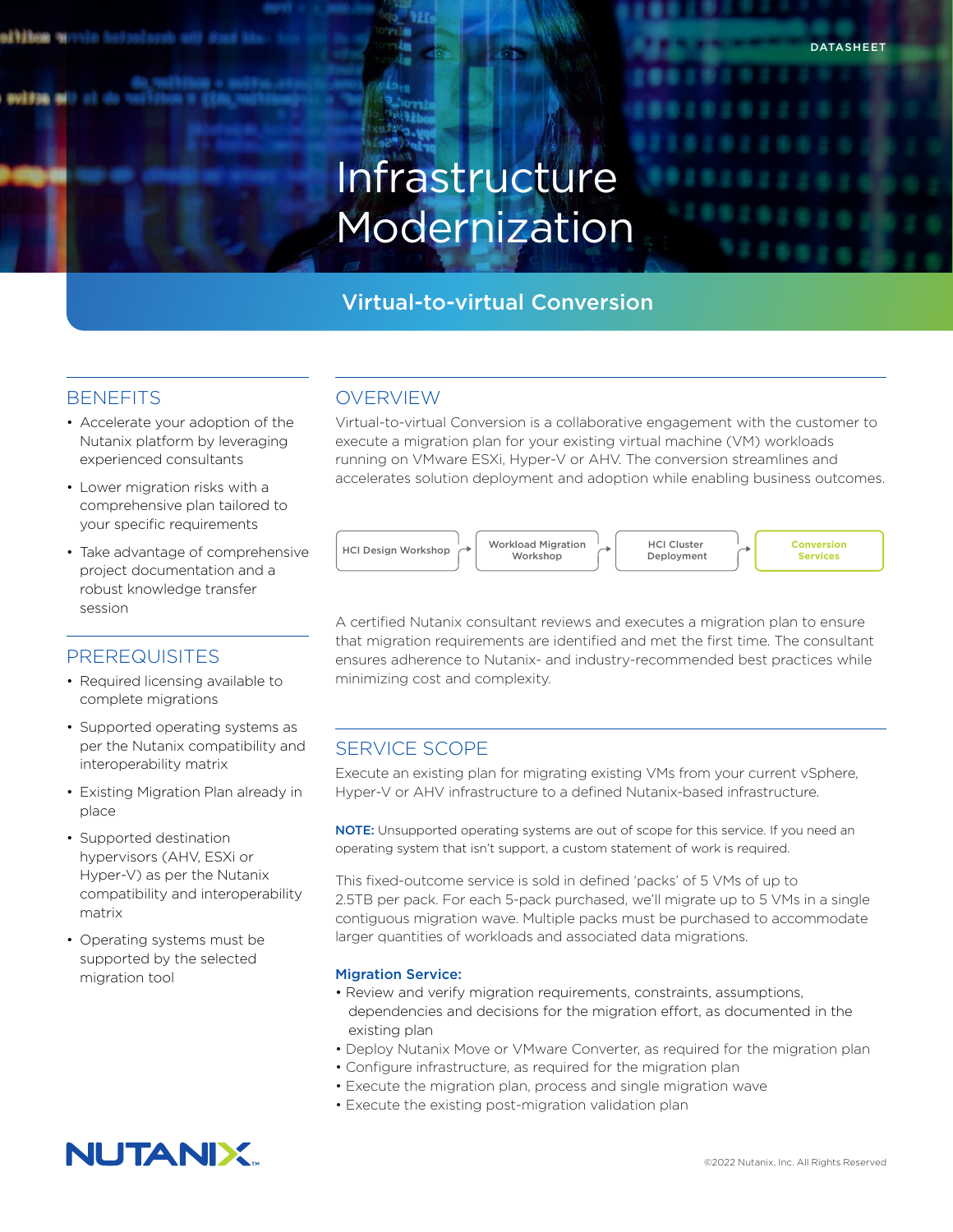DATASHEET

# Infrastructure Modernization

## Virtual-to-virtual Conversion

## BENEFITS

- Accelerate your adoption of the Nutanix platform by leveraging experienced consultants
- Lower migration risks with a comprehensive plan tailored to your specific requirements
- Take advantage of comprehensive project documentation and a robust knowledge transfer session

## PREREQUISITES

- Required licensing available to complete migrations
- Supported operating systems as per the Nutanix compatibility and interoperability matrix
- Existing Migration Plan already in place
- Supported destination hypervisors (AHV, ESXi or Hyper-V) as per the Nutanix compatibility and interoperability matrix
- Operating systems must be supported by the selected migration tool

## OVERVIEW

Virtual-to-virtual Conversion is a collaborative engagement with the customer to execute a migration plan for your existing virtual machine (VM) workloads running on VMware ESXi, Hyper-V or AHV. The conversion streamlines and accelerates solution deployment and adoption while enabling business outcomes.

HCI Design Workshop → Workload Migration Workshop → HCI Cluster Deployment → Conversion Services

A certified Nutanix consultant reviews and executes a migration plan to ensure that migration requirements are identified and met the first time. The consultant ensures adherence to Nutanix- and industry-recommended best practices while minimizing cost and complexity.

## SERVICE SCOPE

Execute an existing plan for migrating existing VMs from your current vSphere, Hyper-V or AHV infrastructure to a defined Nutanix-based infrastructure.

**NOTE:** Unsupported operating systems are out of scope for this service. If you need an operating system that isn't support, a custom statement of work is required.

This fixed-outcome service is sold in defined 'packs' of 5 VMs of up to 2.5TB per pack. For each 5-pack purchased, we'll migrate up to 5 VMs in a single contiguous migration wave. Multiple packs must be purchased to accommodate larger quantities of workloads and associated data migrations.

**Migration Service:**

- Review and verify migration requirements, constraints, assumptions, dependencies and decisions for the migration effort, as documented in the existing plan
- Deploy Nutanix Move or VMware Converter, as required for the migration plan
- Configure infrastructure, as required for the migration plan
- Execute the migration plan, process and single migration wave
- Execute the existing post-migration validation plan

©2022 Nutanix, Inc. All Rights Reserved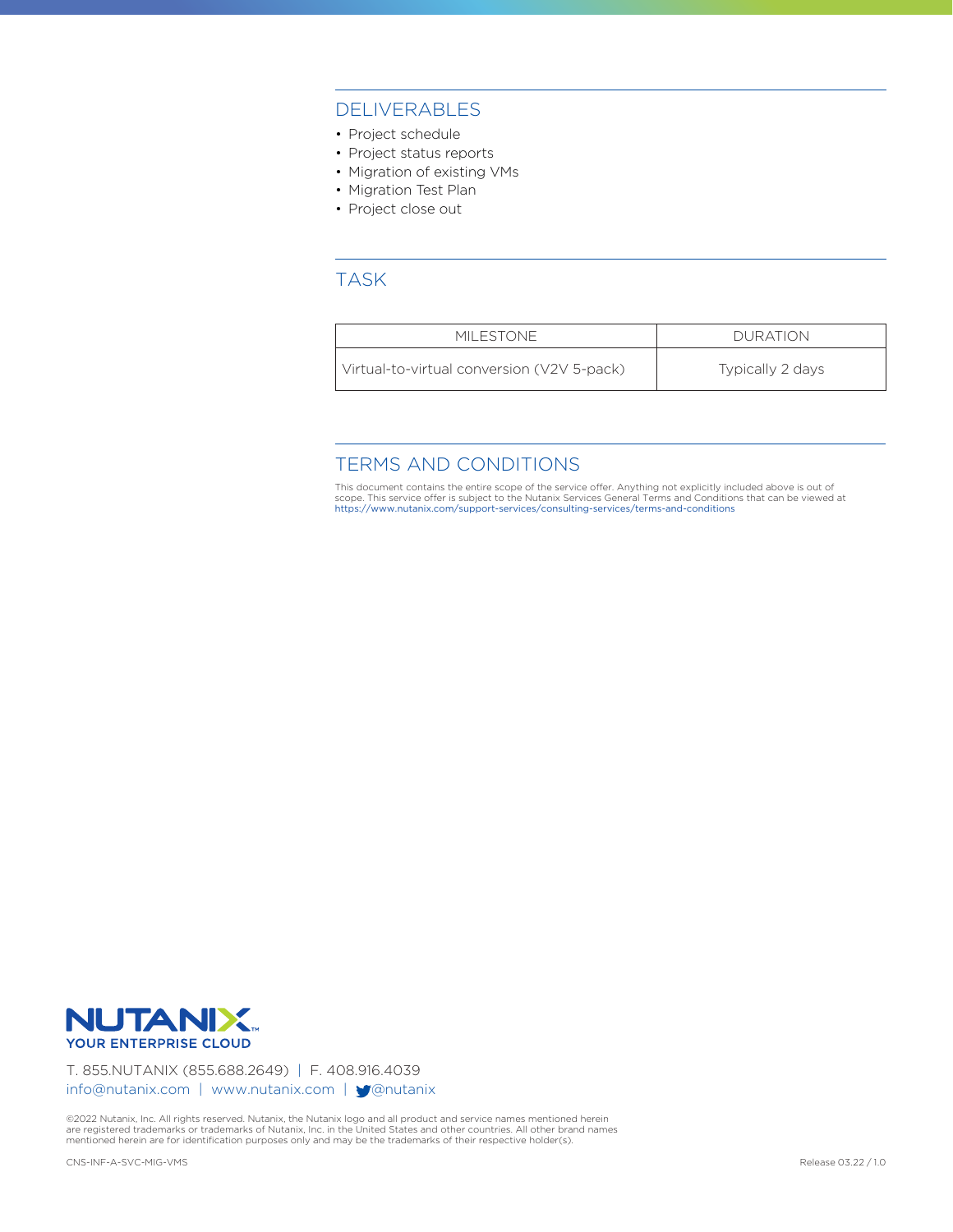## DELIVERABLES

- Project schedule
- Project status reports
- Migration of existing VMs
- Migration Test Plan
- Project close out

## TASK

| MILESTONE | DURATION |
| --- | --- |
| Virtual-to-virtual conversion (V2V 5-pack) | Typically 2 days |

## TERMS AND CONDITIONS

This document contains the entire scope of the service offer. Anything not explicitly included above is out of scope. This service offer is subject to the Nutanix Services General Terms and Conditions that can be viewed at https://www.nutanix.com/support-services/consulting-services/terms-and-conditions

NUTANIX™
YOUR ENTERPRISE CLOUD

T. 855.NUTANIX (855.688.2649) | F. 408.916.4039
info@nutanix.com | www.nutanix.com | @nutanix

©2022 Nutanix, Inc. All rights reserved. Nutanix, the Nutanix logo and all product and service names mentioned herein are registered trademarks or trademarks of Nutanix, Inc. in the United States and other countries. All other brand names mentioned herein are for identification purposes only and may be the trademarks of their respective holder(s).

CNS-INF-A-SVC-MIG-VMS

Release 03.22 / 1.0